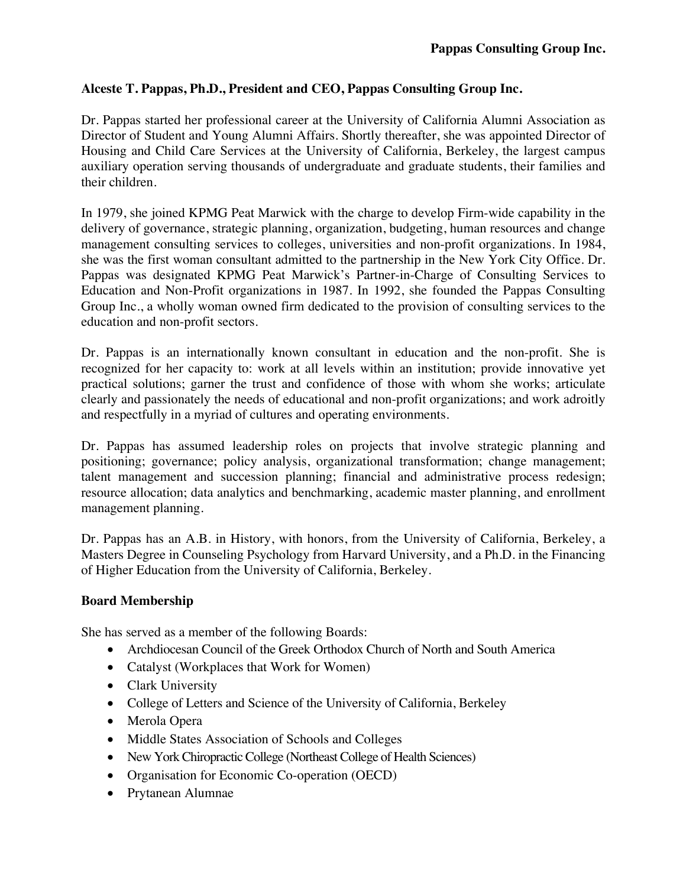## Alceste T. Pappas, Ph.D., President and CEO, Pappas Consulting Group Inc.

Dr. Pappas started her professional career at the University of California Alumni Association as Director of Student and Young Alumni Affairs. Shortly thereafter, she was appointed Director of Housing and Child Care Services at the University of California, Berkeley, the largest campus auxiliary operation serving thousands of undergraduate and graduate students, their families and their children.

In 1979, she joined KPMG Peat Marwick with the charge to develop Firm-wide capability in the delivery of governance, strategic planning, organization, budgeting, human resources and change management consulting services to colleges, universities and non-profit organizations. In 1984, she was the first woman consultant admitted to the partnership in the New York City Office. Dr. Pappas was designated KPMG Peat Marwick's Partner-in-Charge of Consulting Services to Education and Non-Profit organizations in 1987. In 1992, she founded the Pappas Consulting Group Inc., a wholly woman owned firm dedicated to the provision of consulting services to the education and non-profit sectors.

Dr. Pappas is an internationally known consultant in education and the non-profit. She is recognized for her capacity to: work at all levels within an institution; provide innovative yet practical solutions; garner the trust and confidence of those with whom she works; articulate clearly and passionately the needs of educational and non-profit organizations; and work adroitly and respectfully in a myriad of cultures and operating environments.

Dr. Pappas has assumed leadership roles on projects that involve strategic planning and positioning; governance; policy analysis, organizational transformation; change management; talent management and succession planning; financial and administrative process redesign; resource allocation; data analytics and benchmarking, academic master planning, and enrollment management planning.

Dr. Pappas has an A.B. in History, with honors, from the University of California, Berkeley, a Masters Degree in Counseling Psychology from Harvard University, and a Ph.D. in the Financing of Higher Education from the University of California, Berkeley.

### Board Membership

She has served as a member of the following Boards:

- Archdiocesan Council of the Greek Orthodox Church of North and South America
- Catalyst (Workplaces that Work for Women)
- Clark University
- College of Letters and Science of the University of California, Berkeley
- Merola Opera
- Middle States Association of Schools and Colleges
- New York Chiropractic College (Northeast College of Health Sciences)
- Organisation for Economic Co-operation (OECD)
- Prytanean Alumnae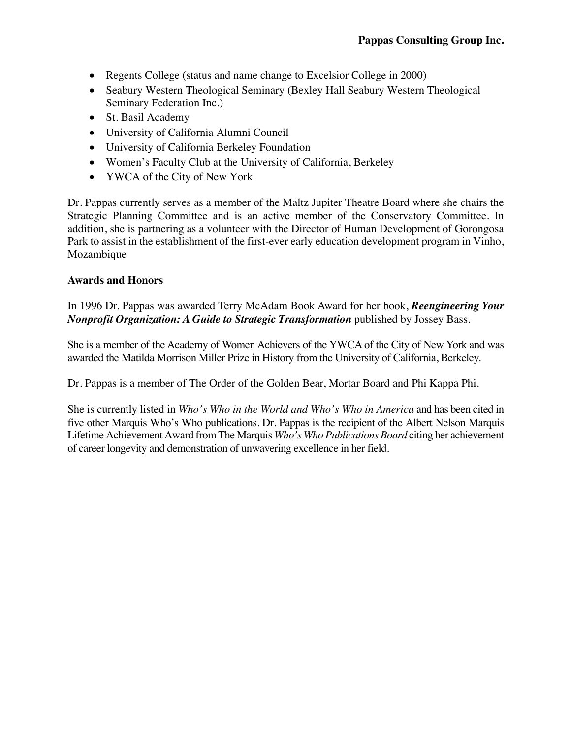- Regents College (status and name change to Excelsior College in 2000)
- Seabury Western Theological Seminary (Bexley Hall Seabury Western Theological Seminary Federation Inc.)
- St. Basil Academy
- University of California Alumni Council
- University of California Berkeley Foundation
- Women's Faculty Club at the University of California, Berkeley
- YWCA of the City of New York

Dr. Pappas currently serves as a member of the Maltz Jupiter Theatre Board where she chairs the Strategic Planning Committee and is an active member of the Conservatory Committee. In addition, she is partnering as a volunteer with the Director of Human Development of Gorongosa Park to assist in the establishment of the first-ever early education development program in Vinho, Mozambique

**Awards and Honors**

In 1996 Dr. Pappas was awarded Terry McAdam Book Award for her book, ***Reengineering Your Nonprofit Organization: A Guide to Strategic Transformation*** published by Jossey Bass.

She is a member of the Academy of Women Achievers of the YWCA of the City of New York and was awarded the Matilda Morrison Miller Prize in History from the University of California, Berkeley.

Dr. Pappas is a member of The Order of the Golden Bear, Mortar Board and Phi Kappa Phi.

She is currently listed in *Who's Who in the World and Who's Who in America* and has been cited in five other Marquis Who's Who publications. Dr. Pappas is the recipient of the Albert Nelson Marquis Lifetime Achievement Award from The Marquis *Who's Who Publications Board* citing her achievement of career longevity and demonstration of unwavering excellence in her field.